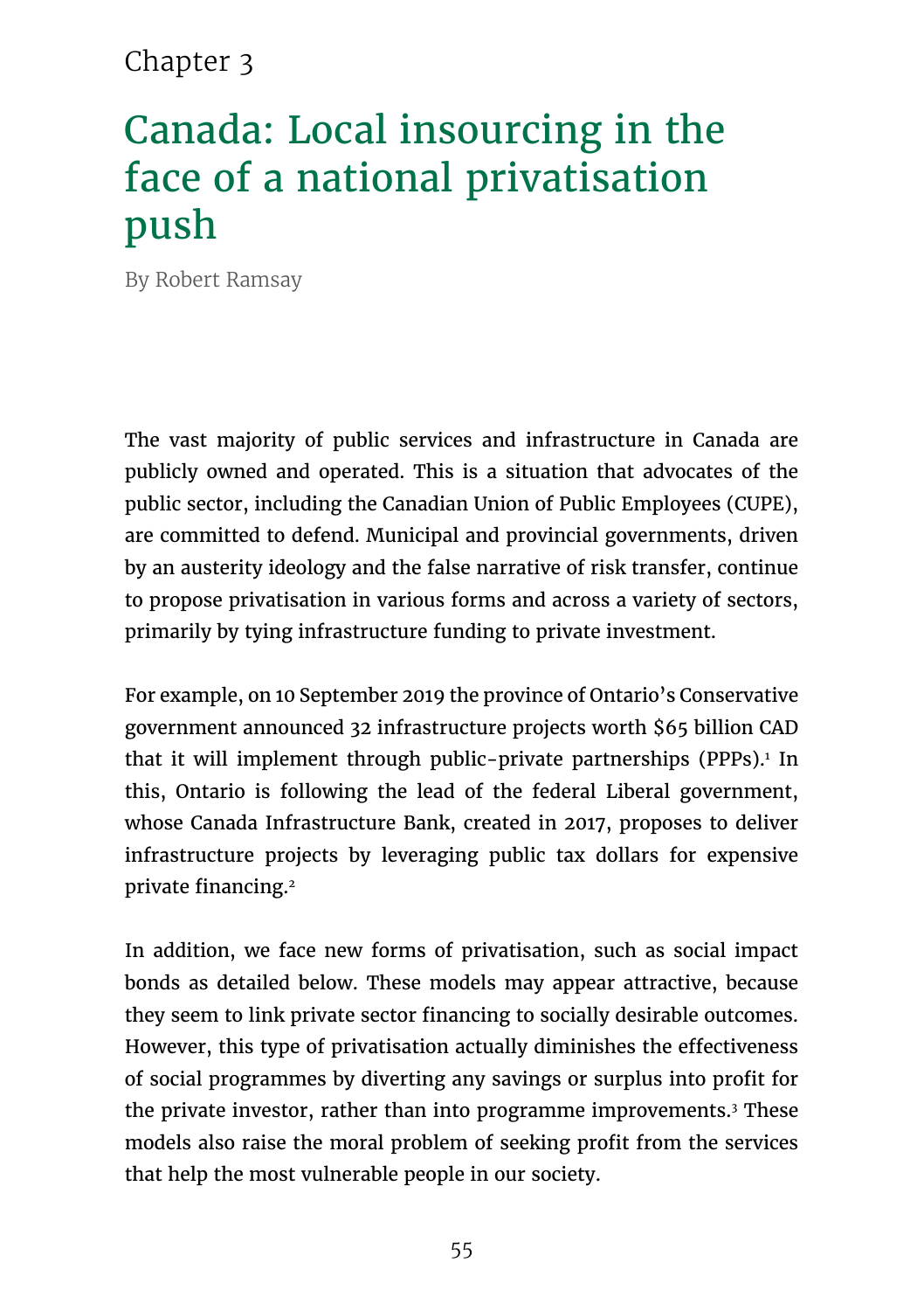Chapter 3

# Canada: Local insourcing in the face of a national privatisation push

By Robert Ramsay

The vast majority of public services and infrastructure in Canada are publicly owned and operated. This is a situation that advocates of the public sector, including the Canadian Union of Public Employees (CUPE), are committed to defend. Municipal and provincial governments, driven by an austerity ideology and the false narrative of risk transfer, continue to propose privatisation in various forms and across a variety of sectors, primarily by tying infrastructure funding to private investment.

For example, on 10 September 2019 the province of Ontario's Conservative government announced 32 infrastructure projects worth $65 billion CAD that it will implement through public-private partnerships (PPPs).[1] In this, Ontario is following the lead of the federal Liberal government, whose Canada Infrastructure Bank, created in 2017, proposes to deliver infrastructure projects by leveraging public tax dollars for expensive private financing.[2]

In addition, we face new forms of privatisation, such as social impact bonds as detailed below. These models may appear attractive, because they seem to link private sector financing to socially desirable outcomes. However, this type of privatisation actually diminishes the effectiveness of social programmes by diverting any savings or surplus into profit for the private investor, rather than into programme improvements.[3] These models also raise the moral problem of seeking profit from the services that help the most vulnerable people in our society.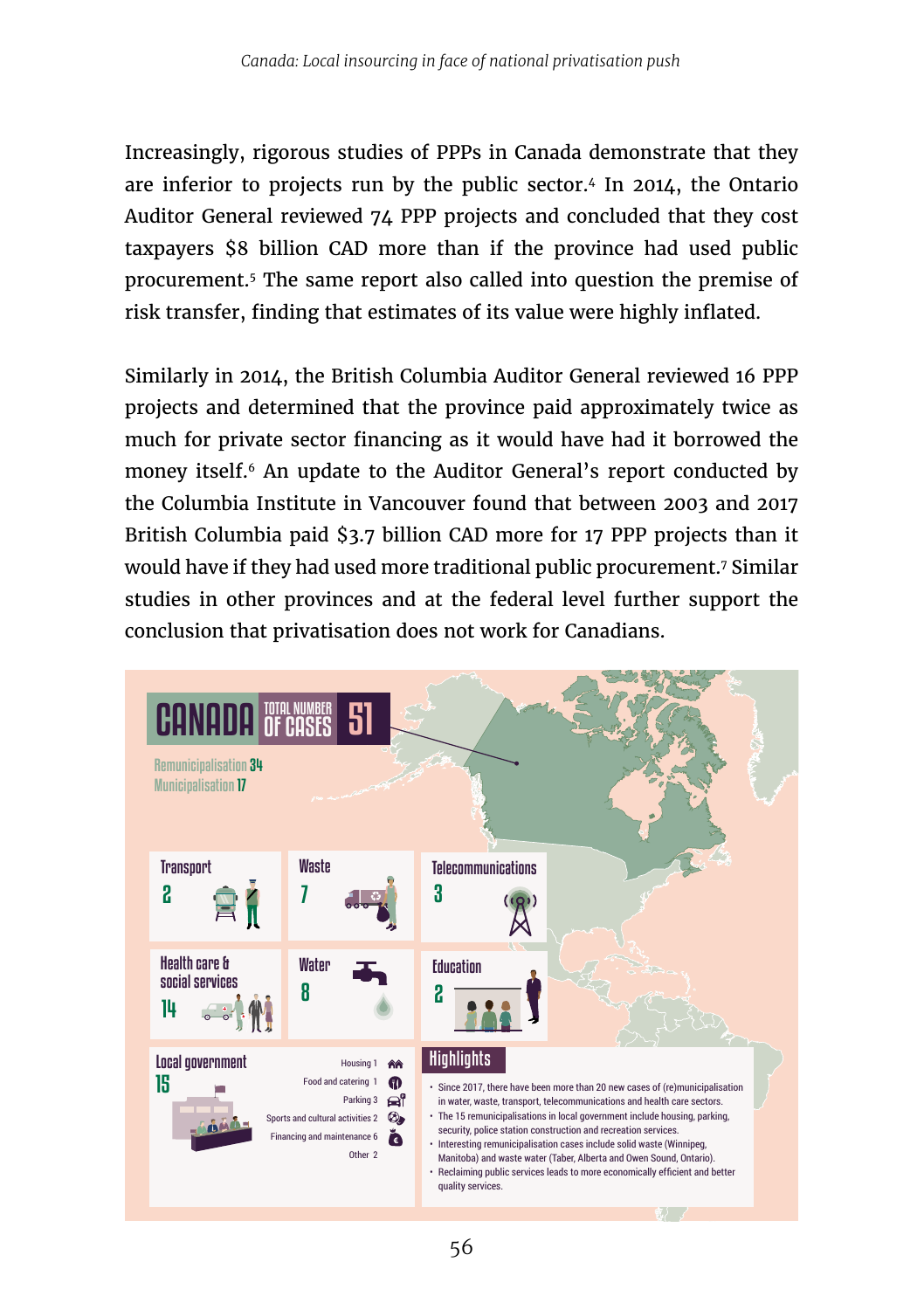Increasingly, rigorous studies of PPPs in Canada demonstrate that they are inferior to projects run by the public sector.[4] In 2014, the Ontario Auditor General reviewed 74 PPP projects and concluded that they cost taxpayers $8 billion CAD more than if the province had used public procurement.[5] The same report also called into question the premise of risk transfer, finding that estimates of its value were highly inflated.

Similarly in 2014, the British Columbia Auditor General reviewed 16 PPP projects and determined that the province paid approximately twice as much for private sector financing as it would have had it borrowed the money itself.[6] An update to the Auditor General's report conducted by the Columbia Institute in Vancouver found that between 2003 and 2017 British Columbia paid $3.7 billion CAD more for 17 PPP projects than it would have if they had used more traditional public procurement.[7] Similar studies in other provinces and at the federal level further support the conclusion that privatisation does not work for Canadians.

## CANADA — TOTAL NUMBER OF CASES 51

Remunicipalisation 34
Municipalisation 17

- Transport: 2
- Waste: 7
- Telecommunications: 3
- Health care & social services: 14
- Water: 8
- Education: 2
- Local government: 15
  - Housing 1
  - Food and catering 1
  - Parking 3
  - Sports and cultural activities 2
  - Financing and maintenance 6
  - Other 2

### Highlights

- Since 2017, there have been more than 20 new cases of (re)municipalisation in water, waste, transport, telecommunications and health care sectors.
- The 15 remunicipalisations in local government include housing, parking, security, police station construction and recreation services.
- Interesting remunicipalisation cases include solid waste (Winnipeg, Manitoba) and waste water (Taber, Alberta and Owen Sound, Ontario).
- Reclaiming public services leads to more economically efficient and better quality services.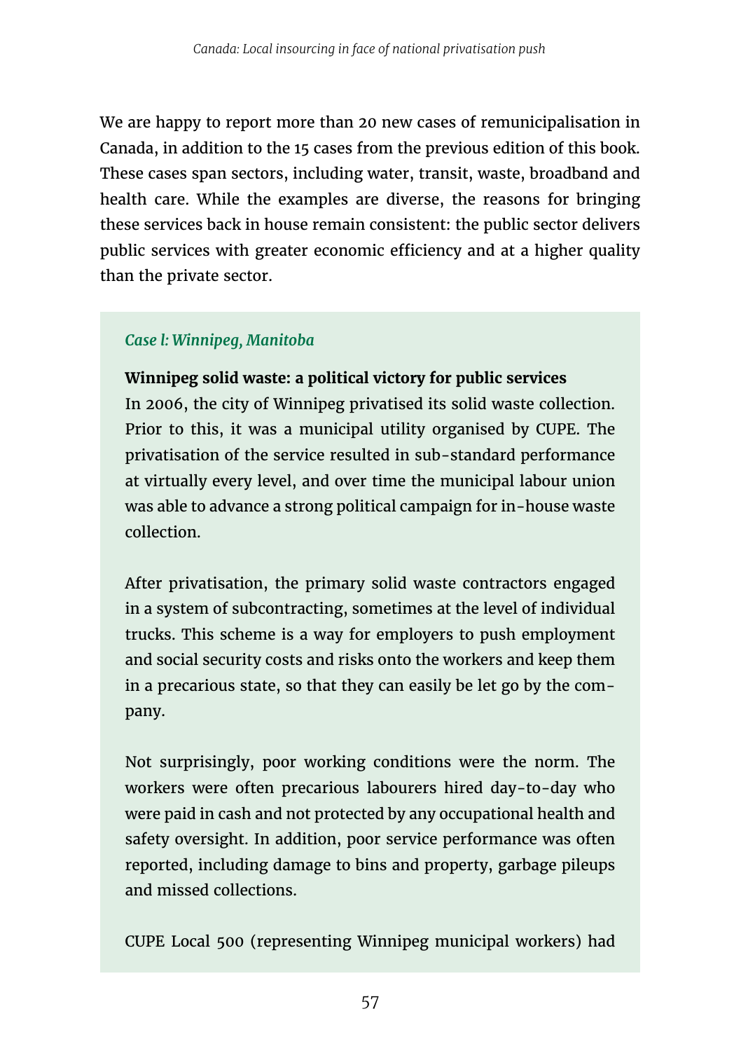We are happy to report more than 20 new cases of remunicipalisation in Canada, in addition to the 15 cases from the previous edition of this book. These cases span sectors, including water, transit, waste, broadband and health care. While the examples are diverse, the reasons for bringing these services back in house remain consistent: the public sector delivers public services with greater economic efficiency and at a higher quality than the private sector.

*Case l: Winnipeg, Manitoba*

**Winnipeg solid waste: a political victory for public services**

In 2006, the city of Winnipeg privatised its solid waste collection. Prior to this, it was a municipal utility organised by CUPE. The privatisation of the service resulted in sub-standard performance at virtually every level, and over time the municipal labour union was able to advance a strong political campaign for in-house waste collection.

After privatisation, the primary solid waste contractors engaged in a system of subcontracting, sometimes at the level of individual trucks. This scheme is a way for employers to push employment and social security costs and risks onto the workers and keep them in a precarious state, so that they can easily be let go by the company.

Not surprisingly, poor working conditions were the norm. The workers were often precarious labourers hired day-to-day who were paid in cash and not protected by any occupational health and safety oversight. In addition, poor service performance was often reported, including damage to bins and property, garbage pileups and missed collections.

CUPE Local 500 (representing Winnipeg municipal workers) had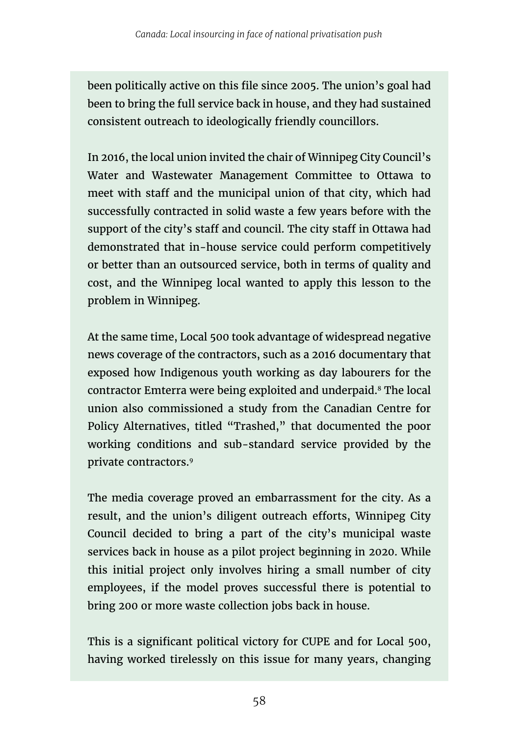been politically active on this file since 2005. The union's goal had been to bring the full service back in house, and they had sustained consistent outreach to ideologically friendly councillors.

In 2016, the local union invited the chair of Winnipeg City Council's Water and Wastewater Management Committee to Ottawa to meet with staff and the municipal union of that city, which had successfully contracted in solid waste a few years before with the support of the city's staff and council. The city staff in Ottawa had demonstrated that in-house service could perform competitively or better than an outsourced service, both in terms of quality and cost, and the Winnipeg local wanted to apply this lesson to the problem in Winnipeg.

At the same time, Local 500 took advantage of widespread negative news coverage of the contractors, such as a 2016 documentary that exposed how Indigenous youth working as day labourers for the contractor Emterra were being exploited and underpaid.[8] The local union also commissioned a study from the Canadian Centre for Policy Alternatives, titled "Trashed," that documented the poor working conditions and sub-standard service provided by the private contractors.[9]

The media coverage proved an embarrassment for the city. As a result, and the union's diligent outreach efforts, Winnipeg City Council decided to bring a part of the city's municipal waste services back in house as a pilot project beginning in 2020. While this initial project only involves hiring a small number of city employees, if the model proves successful there is potential to bring 200 or more waste collection jobs back in house.

This is a significant political victory for CUPE and for Local 500, having worked tirelessly on this issue for many years, changing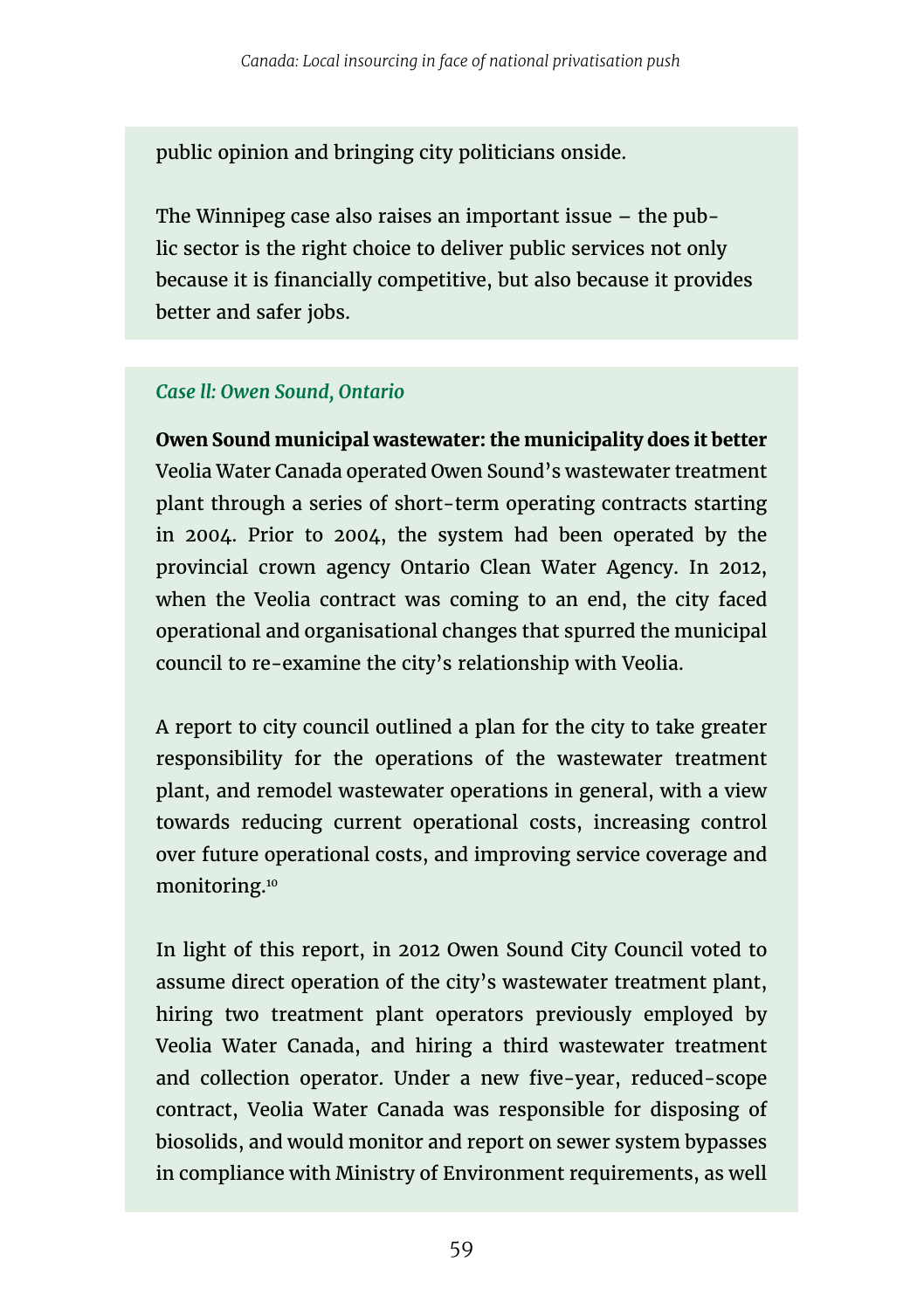public opinion and bringing city politicians onside.

The Winnipeg case also raises an important issue – the public sector is the right choice to deliver public services not only because it is financially competitive, but also because it provides better and safer jobs.

*Case ll: Owen Sound, Ontario*

**Owen Sound municipal wastewater: the municipality does it better**

Veolia Water Canada operated Owen Sound's wastewater treatment plant through a series of short-term operating contracts starting in 2004. Prior to 2004, the system had been operated by the provincial crown agency Ontario Clean Water Agency. In 2012, when the Veolia contract was coming to an end, the city faced operational and organisational changes that spurred the municipal council to re-examine the city's relationship with Veolia.

A report to city council outlined a plan for the city to take greater responsibility for the operations of the wastewater treatment plant, and remodel wastewater operations in general, with a view towards reducing current operational costs, increasing control over future operational costs, and improving service coverage and monitoring.[10]

In light of this report, in 2012 Owen Sound City Council voted to assume direct operation of the city's wastewater treatment plant, hiring two treatment plant operators previously employed by Veolia Water Canada, and hiring a third wastewater treatment and collection operator. Under a new five-year, reduced-scope contract, Veolia Water Canada was responsible for disposing of biosolids, and would monitor and report on sewer system bypasses in compliance with Ministry of Environment requirements, as well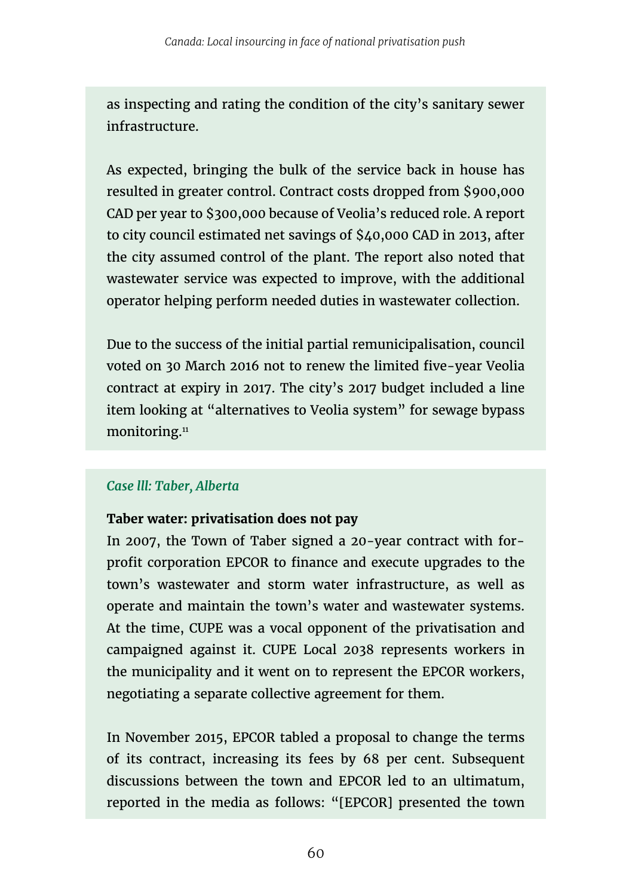as inspecting and rating the condition of the city's sanitary sewer infrastructure.

As expected, bringing the bulk of the service back in house has resulted in greater control. Contract costs dropped from $900,000 CAD per year to $300,000 because of Veolia's reduced role. A report to city council estimated net savings of $40,000 CAD in 2013, after the city assumed control of the plant. The report also noted that wastewater service was expected to improve, with the additional operator helping perform needed duties in wastewater collection.

Due to the success of the initial partial remunicipalisation, council voted on 30 March 2016 not to renew the limited five-year Veolia contract at expiry in 2017. The city's 2017 budget included a line item looking at "alternatives to Veolia system" for sewage bypass monitoring.[11]

### *Case lll: Taber, Alberta*

**Taber water: privatisation does not pay**

In 2007, the Town of Taber signed a 20-year contract with for-profit corporation EPCOR to finance and execute upgrades to the town's wastewater and storm water infrastructure, as well as operate and maintain the town's water and wastewater systems. At the time, CUPE was a vocal opponent of the privatisation and campaigned against it. CUPE Local 2038 represents workers in the municipality and it went on to represent the EPCOR workers, negotiating a separate collective agreement for them.

In November 2015, EPCOR tabled a proposal to change the terms of its contract, increasing its fees by 68 per cent. Subsequent discussions between the town and EPCOR led to an ultimatum, reported in the media as follows: "[EPCOR] presented the town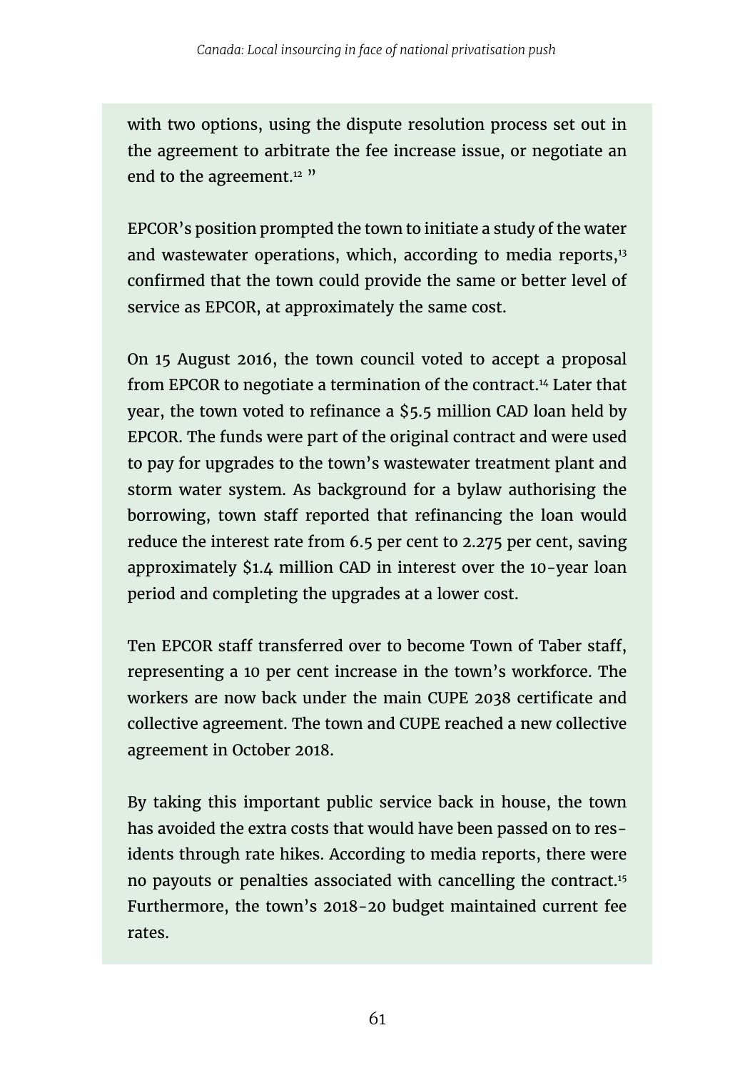with two options, using the dispute resolution process set out in the agreement to arbitrate the fee increase issue, or negotiate an end to the agreement.[12] "

EPCOR's position prompted the town to initiate a study of the water and wastewater operations, which, according to media reports,[13] confirmed that the town could provide the same or better level of service as EPCOR, at approximately the same cost.

On 15 August 2016, the town council voted to accept a proposal from EPCOR to negotiate a termination of the contract.[14] Later that year, the town voted to refinance a $5.5 million CAD loan held by EPCOR. The funds were part of the original contract and were used to pay for upgrades to the town's wastewater treatment plant and storm water system. As background for a bylaw authorising the borrowing, town staff reported that refinancing the loan would reduce the interest rate from 6.5 per cent to 2.275 per cent, saving approximately $1.4 million CAD in interest over the 10-year loan period and completing the upgrades at a lower cost.

Ten EPCOR staff transferred over to become Town of Taber staff, representing a 10 per cent increase in the town's workforce. The workers are now back under the main CUPE 2038 certificate and collective agreement. The town and CUPE reached a new collective agreement in October 2018.

By taking this important public service back in house, the town has avoided the extra costs that would have been passed on to residents through rate hikes. According to media reports, there were no payouts or penalties associated with cancelling the contract.[15] Furthermore, the town's 2018-20 budget maintained current fee rates.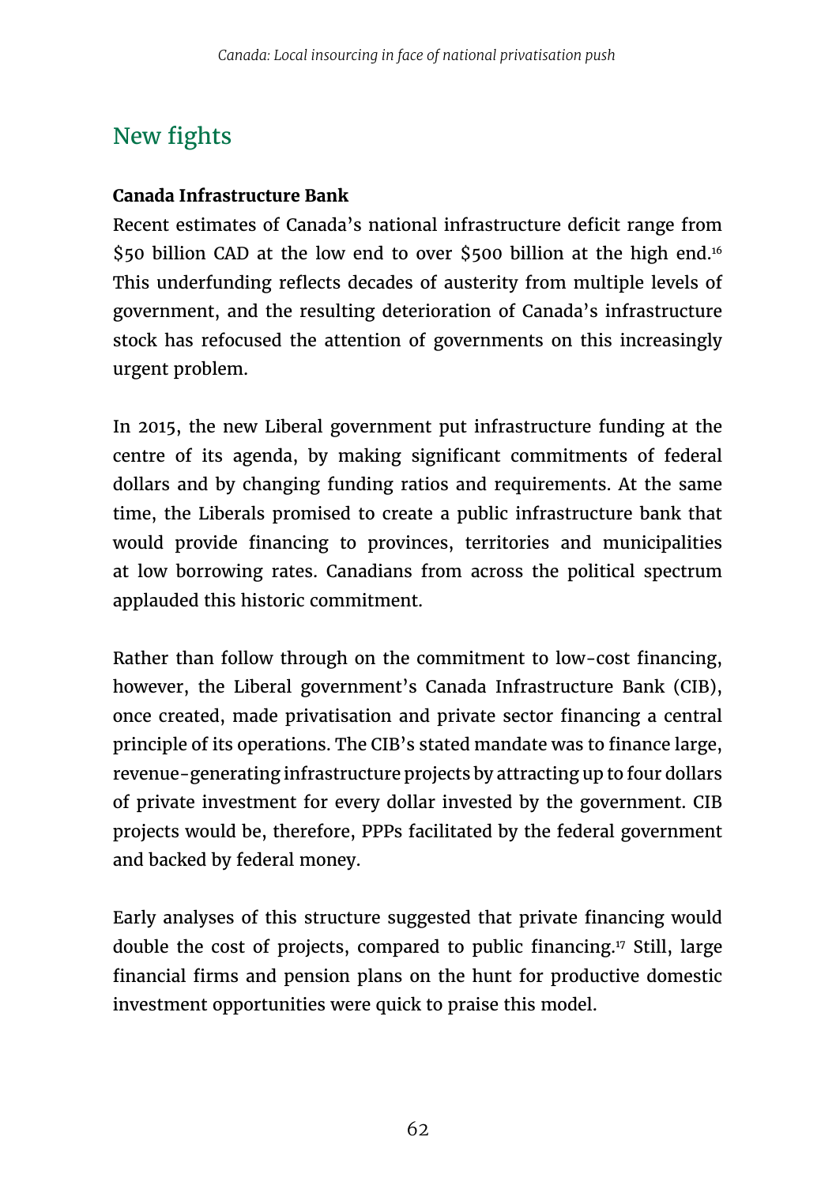## New fights

**Canada Infrastructure Bank**

Recent estimates of Canada's national infrastructure deficit range from $50 billion CAD at the low end to over $500 billion at the high end.[16] This underfunding reflects decades of austerity from multiple levels of government, and the resulting deterioration of Canada's infrastructure stock has refocused the attention of governments on this increasingly urgent problem.

In 2015, the new Liberal government put infrastructure funding at the centre of its agenda, by making significant commitments of federal dollars and by changing funding ratios and requirements. At the same time, the Liberals promised to create a public infrastructure bank that would provide financing to provinces, territories and municipalities at low borrowing rates. Canadians from across the political spectrum applauded this historic commitment.

Rather than follow through on the commitment to low-cost financing, however, the Liberal government's Canada Infrastructure Bank (CIB), once created, made privatisation and private sector financing a central principle of its operations. The CIB's stated mandate was to finance large, revenue-generating infrastructure projects by attracting up to four dollars of private investment for every dollar invested by the government. CIB projects would be, therefore, PPPs facilitated by the federal government and backed by federal money.

Early analyses of this structure suggested that private financing would double the cost of projects, compared to public financing.[17] Still, large financial firms and pension plans on the hunt for productive domestic investment opportunities were quick to praise this model.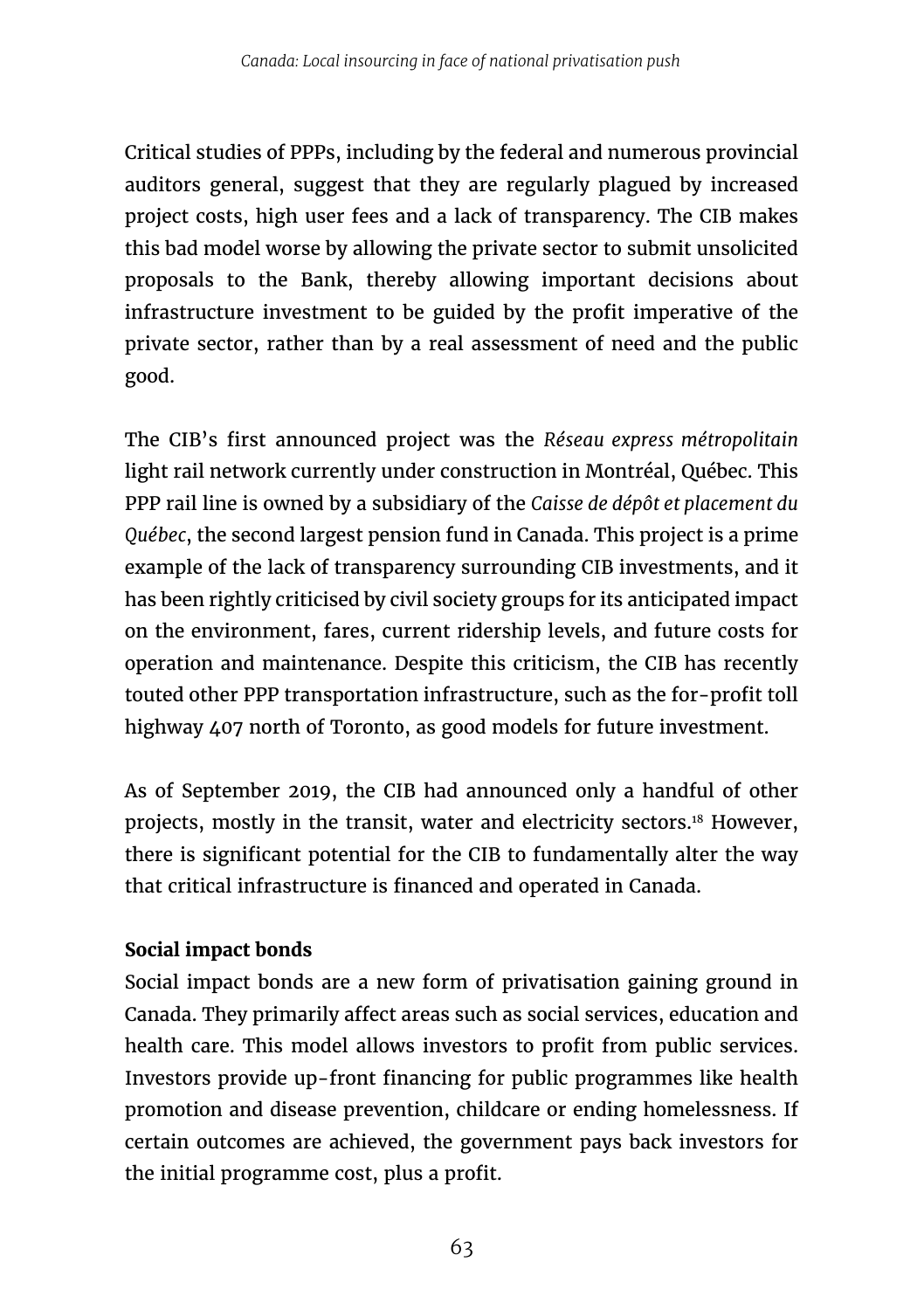Critical studies of PPPs, including by the federal and numerous provincial auditors general, suggest that they are regularly plagued by increased project costs, high user fees and a lack of transparency. The CIB makes this bad model worse by allowing the private sector to submit unsolicited proposals to the Bank, thereby allowing important decisions about infrastructure investment to be guided by the profit imperative of the private sector, rather than by a real assessment of need and the public good.

The CIB's first announced project was the *Réseau express métropolitain* light rail network currently under construction in Montréal, Québec. This PPP rail line is owned by a subsidiary of the *Caisse de dépôt et placement du Québec*, the second largest pension fund in Canada. This project is a prime example of the lack of transparency surrounding CIB investments, and it has been rightly criticised by civil society groups for its anticipated impact on the environment, fares, current ridership levels, and future costs for operation and maintenance. Despite this criticism, the CIB has recently touted other PPP transportation infrastructure, such as the for-profit toll highway 407 north of Toronto, as good models for future investment.

As of September 2019, the CIB had announced only a handful of other projects, mostly in the transit, water and electricity sectors.[18] However, there is significant potential for the CIB to fundamentally alter the way that critical infrastructure is financed and operated in Canada.

**Social impact bonds**

Social impact bonds are a new form of privatisation gaining ground in Canada. They primarily affect areas such as social services, education and health care. This model allows investors to profit from public services. Investors provide up-front financing for public programmes like health promotion and disease prevention, childcare or ending homelessness. If certain outcomes are achieved, the government pays back investors for the initial programme cost, plus a profit.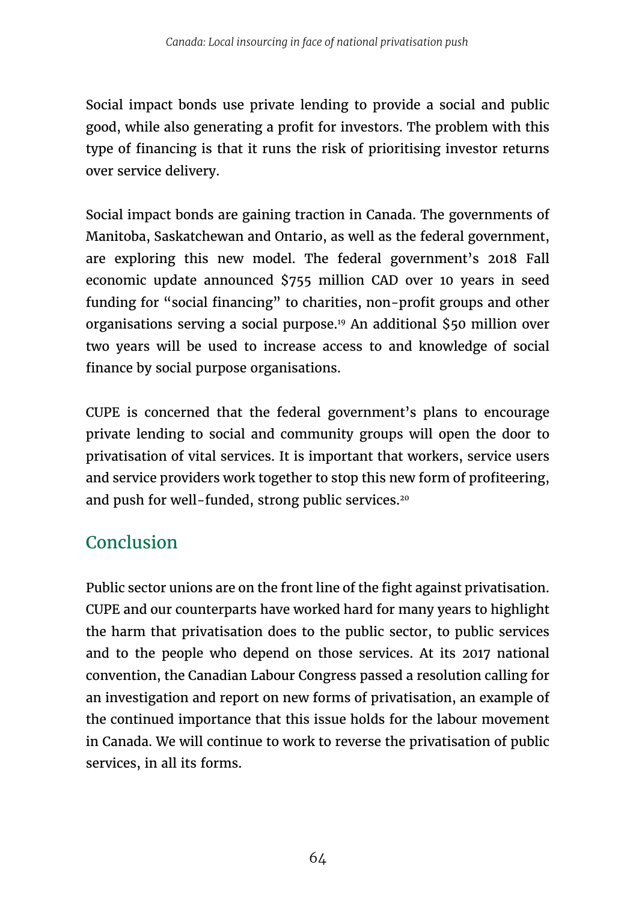Social impact bonds use private lending to provide a social and public good, while also generating a profit for investors. The problem with this type of financing is that it runs the risk of prioritising investor returns over service delivery.

Social impact bonds are gaining traction in Canada. The governments of Manitoba, Saskatchewan and Ontario, as well as the federal government, are exploring this new model. The federal government's 2018 Fall economic update announced $755 million CAD over 10 years in seed funding for "social financing" to charities, non-profit groups and other organisations serving a social purpose.[19] An additional $50 million over two years will be used to increase access to and knowledge of social finance by social purpose organisations.

CUPE is concerned that the federal government's plans to encourage private lending to social and community groups will open the door to privatisation of vital services. It is important that workers, service users and service providers work together to stop this new form of profiteering, and push for well-funded, strong public services.[20]

## Conclusion

Public sector unions are on the front line of the fight against privatisation. CUPE and our counterparts have worked hard for many years to highlight the harm that privatisation does to the public sector, to public services and to the people who depend on those services. At its 2017 national convention, the Canadian Labour Congress passed a resolution calling for an investigation and report on new forms of privatisation, an example of the continued importance that this issue holds for the labour movement in Canada. We will continue to work to reverse the privatisation of public services, in all its forms.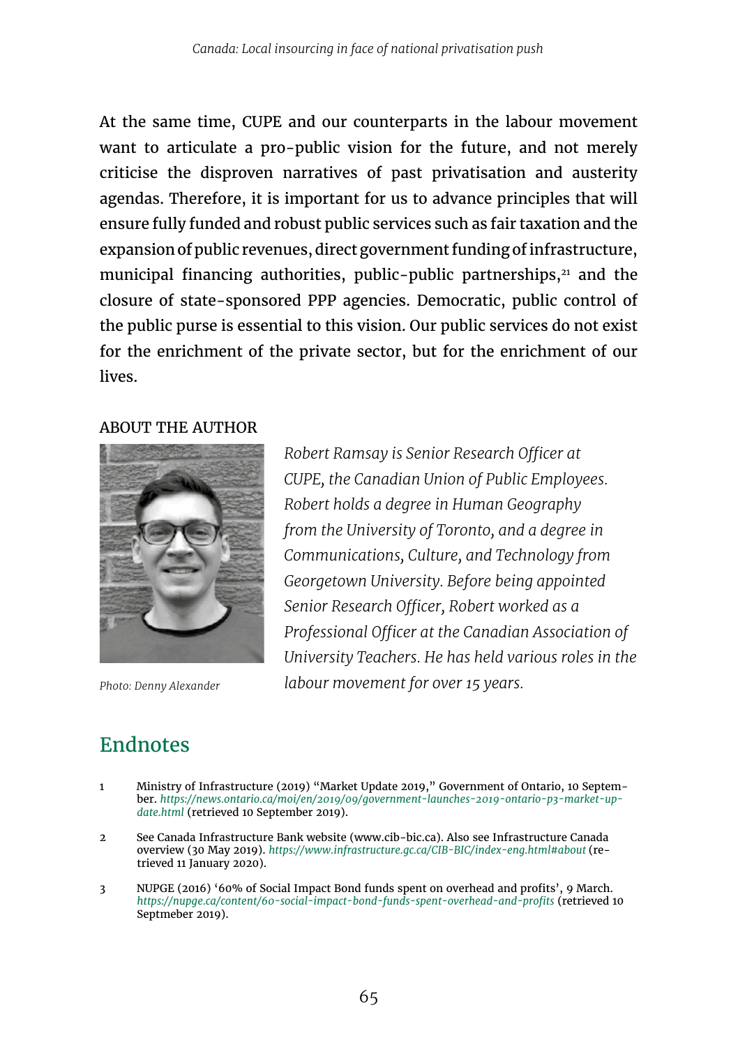At the same time, CUPE and our counterparts in the labour movement want to articulate a pro-public vision for the future, and not merely criticise the disproven narratives of past privatisation and austerity agendas. Therefore, it is important for us to advance principles that will ensure fully funded and robust public services such as fair taxation and the expansion of public revenues, direct government funding of infrastructure, municipal financing authorities, public-public partnerships,[21] and the closure of state-sponsored PPP agencies. Democratic, public control of the public purse is essential to this vision. Our public services do not exist for the enrichment of the private sector, but for the enrichment of our lives.

### ABOUT THE AUTHOR

*Robert Ramsay is Senior Research Officer at CUPE, the Canadian Union of Public Employees. Robert holds a degree in Human Geography from the University of Toronto, and a degree in Communications, Culture, and Technology from Georgetown University. Before being appointed Senior Research Officer, Robert worked as a Professional Officer at the Canadian Association of University Teachers. He has held various roles in the labour movement for over 15 years.*

*Photo: Denny Alexander*

## Endnotes

1. Ministry of Infrastructure (2019) "Market Update 2019," Government of Ontario, 10 September. *https://news.ontario.ca/moi/en/2019/09/government-launches-2019-ontario-p3-market-update.html* (retrieved 10 September 2019).

2. See Canada Infrastructure Bank website (www.cib-bic.ca). Also see Infrastructure Canada overview (30 May 2019). *https://www.infrastructure.gc.ca/CIB-BIC/index-eng.html#about* (retrieved 11 January 2020).

3. NUPGE (2016) '60% of Social Impact Bond funds spent on overhead and profits', 9 March. *https://nupge.ca/content/60-social-impact-bond-funds-spent-overhead-and-profits* (retrieved 10 Septmeber 2019).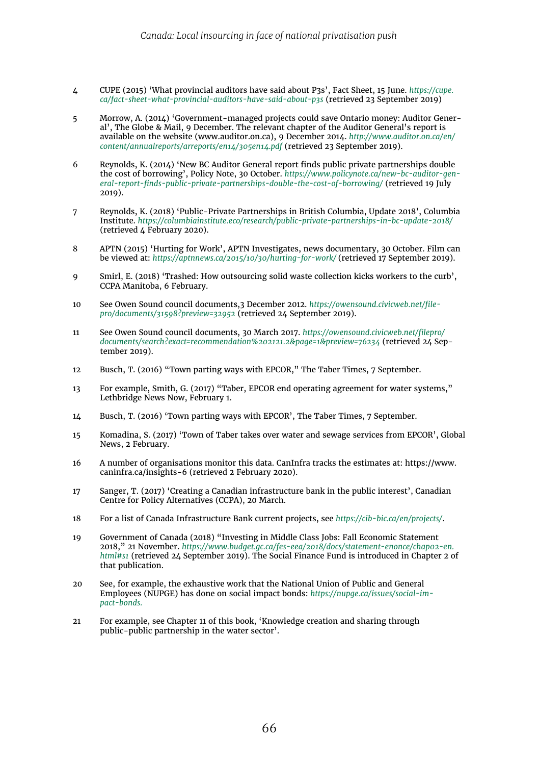4 CUPE (2015) 'What provincial auditors have said about P3s', Fact Sheet, 15 June. *https://cupe.ca/fact-sheet-what-provincial-auditors-have-said-about-p3s* (retrieved 23 September 2019)

5 Morrow, A. (2014) 'Government-managed projects could save Ontario money: Auditor General', The Globe & Mail, 9 December. The relevant chapter of the Auditor General's report is available on the website (www.auditor.on.ca), 9 December 2014. *http://www.auditor.on.ca/en/content/annualreports/arreports/en14/305en14.pdf* (retrieved 23 September 2019).

6 Reynolds, K. (2014) 'New BC Auditor General report finds public private partnerships double the cost of borrowing', Policy Note, 30 October. *https://www.policynote.ca/new-bc-auditor-general-report-finds-public-private-partnerships-double-the-cost-of-borrowing/* (retrieved 19 July 2019).

7 Reynolds, K. (2018) 'Public-Private Partnerships in British Columbia, Update 2018', Columbia Institute. *https://columbiainstitute.eco/research/public-private-partnerships-in-bc-update-2018/* (retrieved 4 February 2020).

8 APTN (2015) 'Hurting for Work', APTN Investigates, news documentary, 30 October. Film can be viewed at: *https://aptnnews.ca/2015/10/30/hurting-for-work/* (retrieved 17 September 2019).

9 Smirl, E. (2018) 'Trashed: How outsourcing solid waste collection kicks workers to the curb', CCPA Manitoba, 6 February.

10 See Owen Sound council documents,3 December 2012. *https://owensound.civicweb.net/filepro/documents/31598?preview=32952* (retrieved 24 September 2019).

11 See Owen Sound council documents, 30 March 2017. *https://owensound.civicweb.net/filepro/documents/search?exact=recommendation%202121.2&page=1&preview=76234* (retrieved 24 September 2019).

12 Busch, T. (2016) "Town parting ways with EPCOR," The Taber Times, 7 September.

13 For example, Smith, G. (2017) "Taber, EPCOR end operating agreement for water systems," Lethbridge News Now, February 1.

14 Busch, T. (2016) 'Town parting ways with EPCOR', The Taber Times, 7 September.

15 Komadina, S. (2017) 'Town of Taber takes over water and sewage services from EPCOR', Global News, 2 February.

16 A number of organisations monitor this data. CanInfra tracks the estimates at: https://www.caninfra.ca/insights-6 (retrieved 2 February 2020).

17 Sanger, T. (2017) 'Creating a Canadian infrastructure bank in the public interest', Canadian Centre for Policy Alternatives (CCPA), 20 March.

18 For a list of Canada Infrastructure Bank current projects, see *https://cib-bic.ca/en/projects/*.

19 Government of Canada (2018) "Investing in Middle Class Jobs: Fall Economic Statement 2018," 21 November. *https://www.budget.gc.ca/fes-eea/2018/docs/statement-enonce/chap02-en.html#s1* (retrieved 24 September 2019). The Social Finance Fund is introduced in Chapter 2 of that publication.

20 See, for example, the exhaustive work that the National Union of Public and General Employees (NUPGE) has done on social impact bonds: *https://nupge.ca/issues/social-impact-bonds.*

21 For example, see Chapter 11 of this book, 'Knowledge creation and sharing through public-public partnership in the water sector'.